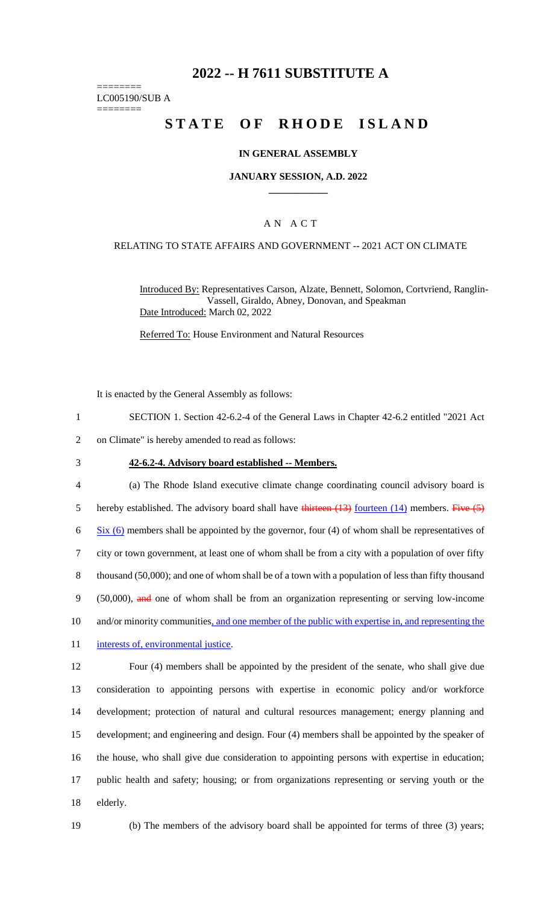# 2022 -- H 7611 SUBSTITUTE A

========
LC005190/SUB A
========

# STATE OF RHODE ISLAND

## IN GENERAL ASSEMBLY

### JANUARY SESSION, A.D. 2022

---

### A N A C T

### RELATING TO STATE AFFAIRS AND GOVERNMENT -- 2021 ACT ON CLIMATE

Introduced By: Representatives Carson, Alzate, Bennett, Solomon, Cortvriend, Ranglin-Vassell, Giraldo, Abney, Donovan, and Speakman

Date Introduced: March 02, 2022

Referred To: House Environment and Natural Resources

It is enacted by the General Assembly as follows:

1 SECTION 1. Section 42-6.2-4 of the General Laws in Chapter 42-6.2 entitled "2021 Act
2 on Climate" is hereby amended to read as follows:

3 **42-6.2-4. Advisory board established -- Members.**

4 (a) The Rhode Island executive climate change coordinating council advisory board is
5 hereby established. The advisory board shall have ~~thirteen (13)~~ fourteen (14) members. ~~Five (5)~~
6 Six (6) members shall be appointed by the governor, four (4) of whom shall be representatives of
7 city or town government, at least one of whom shall be from a city with a population of over fifty
8 thousand (50,000); and one of whom shall be of a town with a population of less than fifty thousand
9 (50,000), ~~and~~ one of whom shall be from an organization representing or serving low-income
10 and/or minority communities, and one member of the public with expertise in, and representing the
11 interests of, environmental justice.

12 Four (4) members shall be appointed by the president of the senate, who shall give due
13 consideration to appointing persons with expertise in economic policy and/or workforce
14 development; protection of natural and cultural resources management; energy planning and
15 development; and engineering and design. Four (4) members shall be appointed by the speaker of
16 the house, who shall give due consideration to appointing persons with expertise in education;
17 public health and safety; housing; or from organizations representing or serving youth or the
18 elderly.

19 (b) The members of the advisory board shall be appointed for terms of three (3) years;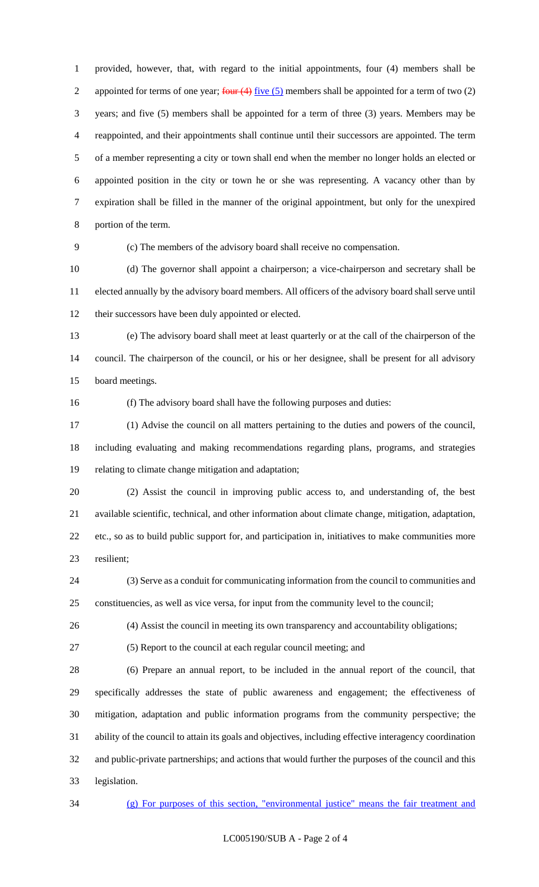provided, however, that, with regard to the initial appointments, four (4) members shall be appointed for terms of one year; ~~four (4)~~ <u>five (5)</u> members shall be appointed for a term of two (2) years; and five (5) members shall be appointed for a term of three (3) years. Members may be reappointed, and their appointments shall continue until their successors are appointed. The term of a member representing a city or town shall end when the member no longer holds an elected or appointed position in the city or town he or she was representing. A vacancy other than by expiration shall be filled in the manner of the original appointment, but only for the unexpired portion of the term.

(c) The members of the advisory board shall receive no compensation.

(d) The governor shall appoint a chairperson; a vice-chairperson and secretary shall be elected annually by the advisory board members. All officers of the advisory board shall serve until their successors have been duly appointed or elected.

(e) The advisory board shall meet at least quarterly or at the call of the chairperson of the council. The chairperson of the council, or his or her designee, shall be present for all advisory board meetings.

(f) The advisory board shall have the following purposes and duties:

(1) Advise the council on all matters pertaining to the duties and powers of the council, including evaluating and making recommendations regarding plans, programs, and strategies relating to climate change mitigation and adaptation;

(2) Assist the council in improving public access to, and understanding of, the best available scientific, technical, and other information about climate change, mitigation, adaptation, etc., so as to build public support for, and participation in, initiatives to make communities more resilient;

(3) Serve as a conduit for communicating information from the council to communities and constituencies, as well as vice versa, for input from the community level to the council;

(4) Assist the council in meeting its own transparency and accountability obligations;

(5) Report to the council at each regular council meeting; and

(6) Prepare an annual report, to be included in the annual report of the council, that specifically addresses the state of public awareness and engagement; the effectiveness of mitigation, adaptation and public information programs from the community perspective; the ability of the council to attain its goals and objectives, including effective interagency coordination and public-private partnerships; and actions that would further the purposes of the council and this legislation.

<u>(g) For purposes of this section, "environmental justice" means the fair treatment and</u>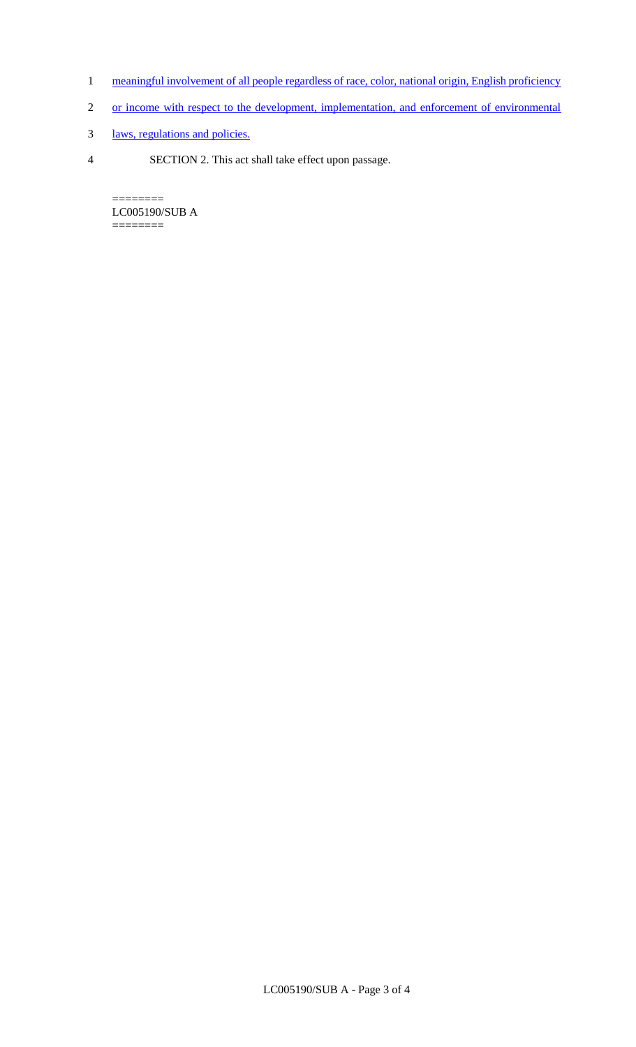1 meaningful involvement of all people regardless of race, color, national origin, English proficiency

2 or income with respect to the development, implementation, and enforcement of environmental

3 laws, regulations and policies.

4 SECTION 2. This act shall take effect upon passage.

========
LC005190/SUB A
========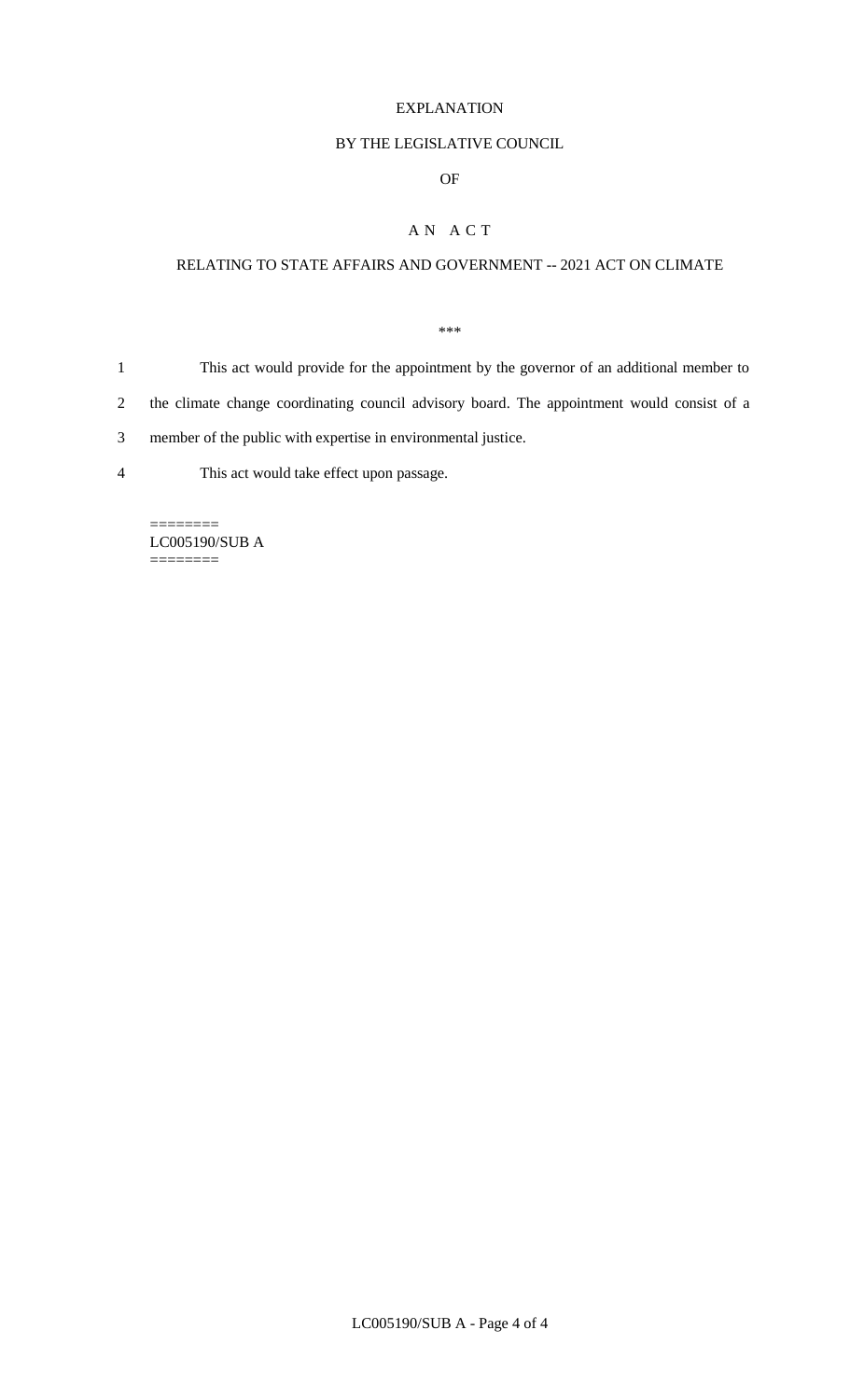EXPLANATION

BY THE LEGISLATIVE COUNCIL

OF

A N A C T

RELATING TO STATE AFFAIRS AND GOVERNMENT -- 2021 ACT ON CLIMATE

\*\*\*

1 This act would provide for the appointment by the governor of an additional member to
2 the climate change coordinating council advisory board. The appointment would consist of a
3 member of the public with expertise in environmental justice.
4 This act would take effect upon passage.

========
LC005190/SUB A
========